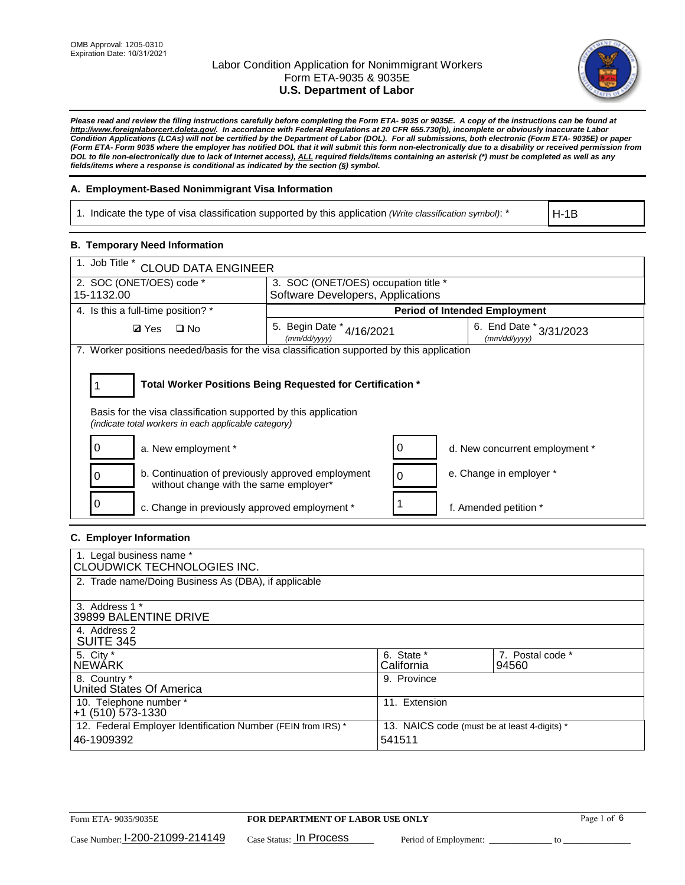OMB Approval: 1205-0310
Expiration Date: 10/31/2021

# Labor Condition Application for Nonimmigrant Workers
## Form ETA-9035 & 9035E
## U.S. Department of Labor

***Please read and review the filing instructions carefully before completing the Form ETA- 9035 or 9035E. A copy of the instructions can be found at http://www.foreignlaborcert.doleta.gov/. In accordance with Federal Regulations at 20 CFR 655.730(b), incomplete or obviously inaccurate Labor Condition Applications (LCAs) will not be certified by the Department of Labor (DOL). For all submissions, both electronic (Form ETA- 9035E) or paper (Form ETA- Form 9035 where the employer has notified DOL that it will submit this form non-electronically due to a disability or received permission from DOL to file non-electronically due to lack of Internet access), ALL required fields/items containing an asterisk (*) must be completed as well as any fields/items where a response is conditional as indicated by the section (§) symbol.***

### A. Employment-Based Nonimmigrant Visa Information

| 1. Indicate the type of visa classification supported by this application *(Write classification symbol)*: * | H-1B |
|---|---|

### B. Temporary Need Information

| 1. Job Title * CLOUD DATA ENGINEER | | |
|---|---|---|
| 2. SOC (ONET/OES) code * 15-1132.00 | 3. SOC (ONET/OES) occupation title * Software Developers, Applications | |
| 4. Is this a full-time position? * | **Period of Intended Employment** | |
| ☑ Yes ☐ No | 5. Begin Date * (mm/dd/yyyy) 4/16/2021 | 6. End Date * (mm/dd/yyyy) 3/31/2023 |

7. Worker positions needed/basis for the visa classification supported by this application

**1** — **Total Worker Positions Being Requested for Certification ***

Basis for the visa classification supported by this application
*(indicate total workers in each applicable category)*

| Count | Category | Count | Category |
|---|---|---|---|
| 0 | a. New employment * | 0 | d. New concurrent employment * |
| 0 | b. Continuation of previously approved employment without change with the same employer* | 0 | e. Change in employer * |
| 0 | c. Change in previously approved employment * | 1 | f. Amended petition * |

### C. Employer Information

| 1. Legal business name * CLOUDWICK TECHNOLOGIES INC. | | |
|---|---|---|
| 2. Trade name/Doing Business As (DBA), if applicable | | |
| 3. Address 1 * 39899 BALENTINE DRIVE | | |
| 4. Address 2 SUITE 345 | | |
| 5. City * NEWARK | 6. State * California | 7. Postal code * 94560 |
| 8. Country * United States Of America | 9. Province | |
| 10. Telephone number * +1 (510) 573-1330 | 11. Extension | |
| 12. Federal Employer Identification Number (FEIN from IRS) * 46-1909392 | 13. NAICS code (must be at least 4-digits) * 541511 | |

Form ETA- 9035/9035E — **FOR DEPARTMENT OF LABOR USE ONLY**

Case Number: I-200-21099-214149 Case Status: In Process Period of Employment: ______________ to ______________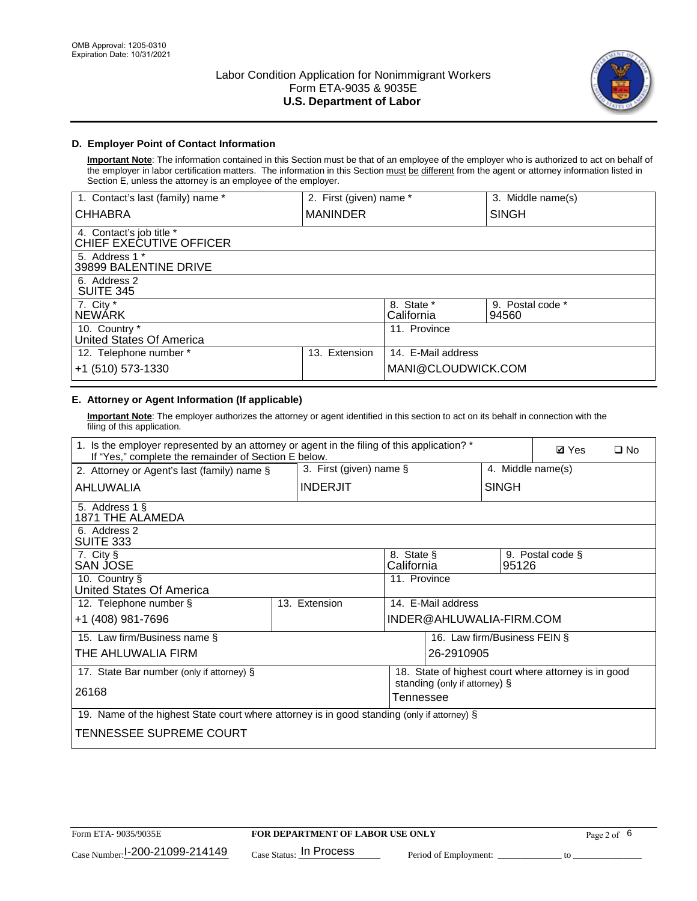OMB Approval: 1205-0310
Expiration Date: 10/31/2021

# Labor Condition Application for Nonimmigrant Workers
Form ETA-9035 & 9035E
**U.S. Department of Labor**

## D. Employer Point of Contact Information

**Important Note**: The information contained in this Section must be that of an employee of the employer who is authorized to act on behalf of the employer in labor certification matters. The information in this Section must be different from the agent or attorney information listed in Section E, unless the attorney is an employee of the employer.

| 1. Contact's last (family) name * | 2. First (given) name * | 3. Middle name(s) |
|---|---|---|
| CHHABRA | MANINDER | SINGH |
| 4. Contact's job title * CHIEF EXECUTIVE OFFICER | | |
| 5. Address 1 * 39899 BALENTINE DRIVE | | |
| 6. Address 2 SUITE 345 | | |
| 7. City * NEWARK | 8. State * California | 9. Postal code * 94560 |
| 10. Country * United States Of America | 11. Province | |
| 12. Telephone number * +1 (510) 573-1330 | 13. Extension | 14. E-Mail address MANI@CLOUDWICK.COM |

## E. Attorney or Agent Information (If applicable)

**Important Note**: The employer authorizes the attorney or agent identified in this section to act on its behalf in connection with the filing of this application.

| 1. Is the employer represented by an attorney or agent in the filing of this application? * If "Yes," complete the remainder of Section E below. | | ☑ Yes ☐ No |
|---|---|---|
| 2. Attorney or Agent's last (family) name § AHLUWALIA | 3. First (given) name § INDERJIT | 4. Middle name(s) SINGH |
| 5. Address 1 § 1871 THE ALAMEDA | | |
| 6. Address 2 SUITE 333 | | |
| 7. City § SAN JOSE | 8. State § California | 9. Postal code § 95126 |
| 10. Country § United States Of America | 11. Province | |
| 12. Telephone number § +1 (408) 981-7696 | 13. Extension | 14. E-Mail address INDER@AHLUWALIA-FIRM.COM |
| 15. Law firm/Business name § THE AHLUWALIA FIRM | | 16. Law firm/Business FEIN § 26-2910905 |
| 17. State Bar number (only if attorney) § 26168 | | 18. State of highest court where attorney is in good standing (only if attorney) § Tennessee |
| 19. Name of the highest State court where attorney is in good standing (only if attorney) § TENNESSEE SUPREME COURT | | |

Form ETA- 9035/9035E | **FOR DEPARTMENT OF LABOR USE ONLY**
Case Number: I-200-21099-214149 Case Status: In Process Period of Employment: _____________ to _______________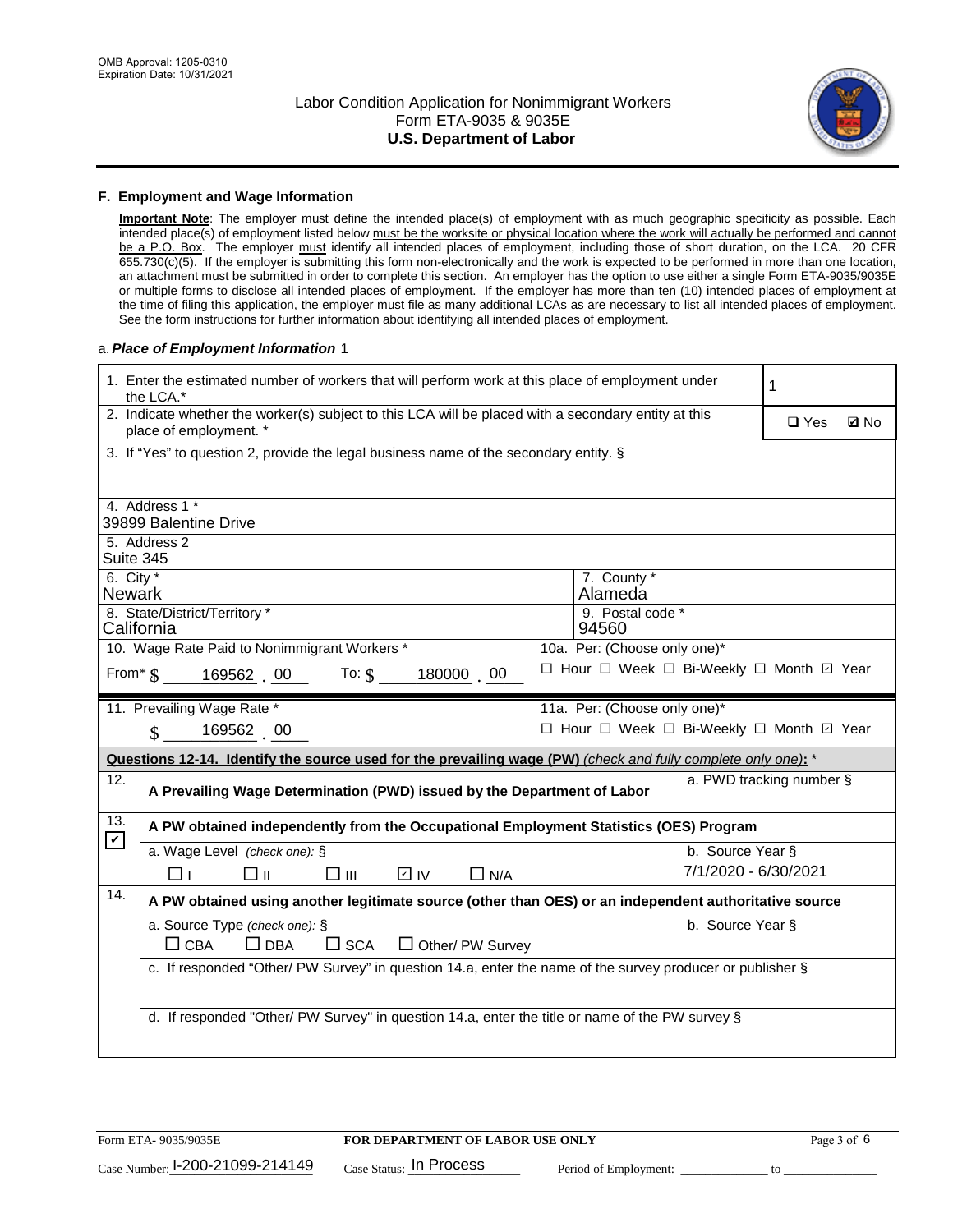## F. Employment and Wage Information

**Important Note**: The employer must define the intended place(s) of employment with as much geographic specificity as possible. Each intended place(s) of employment listed below must be the worksite or physical location where the work will actually be performed and cannot be a P.O. Box. The employer must identify all intended places of employment, including those of short duration, on the LCA. 20 CFR 655.730(c)(5). If the employer is submitting this form non-electronically and the work is expected to be performed in more than one location, an attachment must be submitted in order to complete this section. An employer has the option to use either a single Form ETA-9035/9035E or multiple forms to disclose all intended places of employment. If the employer has more than ten (10) intended places of employment at the time of filing this application, the employer must file as many additional LCAs as are necessary to list all intended places of employment. See the form instructions for further information about identifying all intended places of employment.

a. ***Place of Employment Information*** 1

| | |
|---|---|
| 1. Enter the estimated number of workers that will perform work at this place of employment under the LCA.* | 1 |
| 2. Indicate whether the worker(s) subject to this LCA will be placed with a secondary entity at this place of employment. * | ☐ Yes ☑ No |
| 3. If "Yes" to question 2, provide the legal business name of the secondary entity. § | |
| 4. Address 1 * 39899 Balentine Drive | |
| 5. Address 2 Suite 345 | |
| 6. City * Newark | 7. County * Alameda |
| 8. State/District/Territory * California | 9. Postal code * 94560 |
| 10. Wage Rate Paid to Nonimmigrant Workers * From* $ 169562 . 00 To: $ 180000 . 00 | 10a. Per: (Choose only one)* ☐ Hour ☐ Week ☐ Bi-Weekly ☐ Month ☑ Year |
| 11. Prevailing Wage Rate * $ 169562 . 00 | 11a. Per: (Choose only one)* ☐ Hour ☐ Week ☐ Bi-Weekly ☐ Month ☑ Year |

**Questions 12-14. Identify the source used for the prevailing wage (PW)** *(check and fully complete only one)*: *

| | | |
|---|---|---|
| 12. ☐ | **A Prevailing Wage Determination (PWD) issued by the Department of Labor** | a. PWD tracking number § |
| 13. ☑ | **A PW obtained independently from the Occupational Employment Statistics (OES) Program** | |
| | a. Wage Level *(check one):* § ☐ I ☐ II ☐ III ☑ IV ☐ N/A | b. Source Year § 7/1/2020 - 6/30/2021 |
| 14. ☐ | **A PW obtained using another legitimate source (other than OES) or an independent authoritative source** | |
| | a. Source Type *(check one):* § ☐ CBA ☐ DBA ☐ SCA ☐ Other/ PW Survey | b. Source Year § |
| | c. If responded "Other/ PW Survey" in question 14.a, enter the name of the survey producer or publisher § | |
| | d. If responded "Other/ PW Survey" in question 14.a, enter the title or name of the PW survey § | |

Form ETA- 9035/9035E **FOR DEPARTMENT OF LABOR USE ONLY**

Case Number: I-200-21099-214149 Case Status: In Process Period of Employment: \_\_\_\_\_\_\_\_\_\_ to \_\_\_\_\_\_\_\_\_\_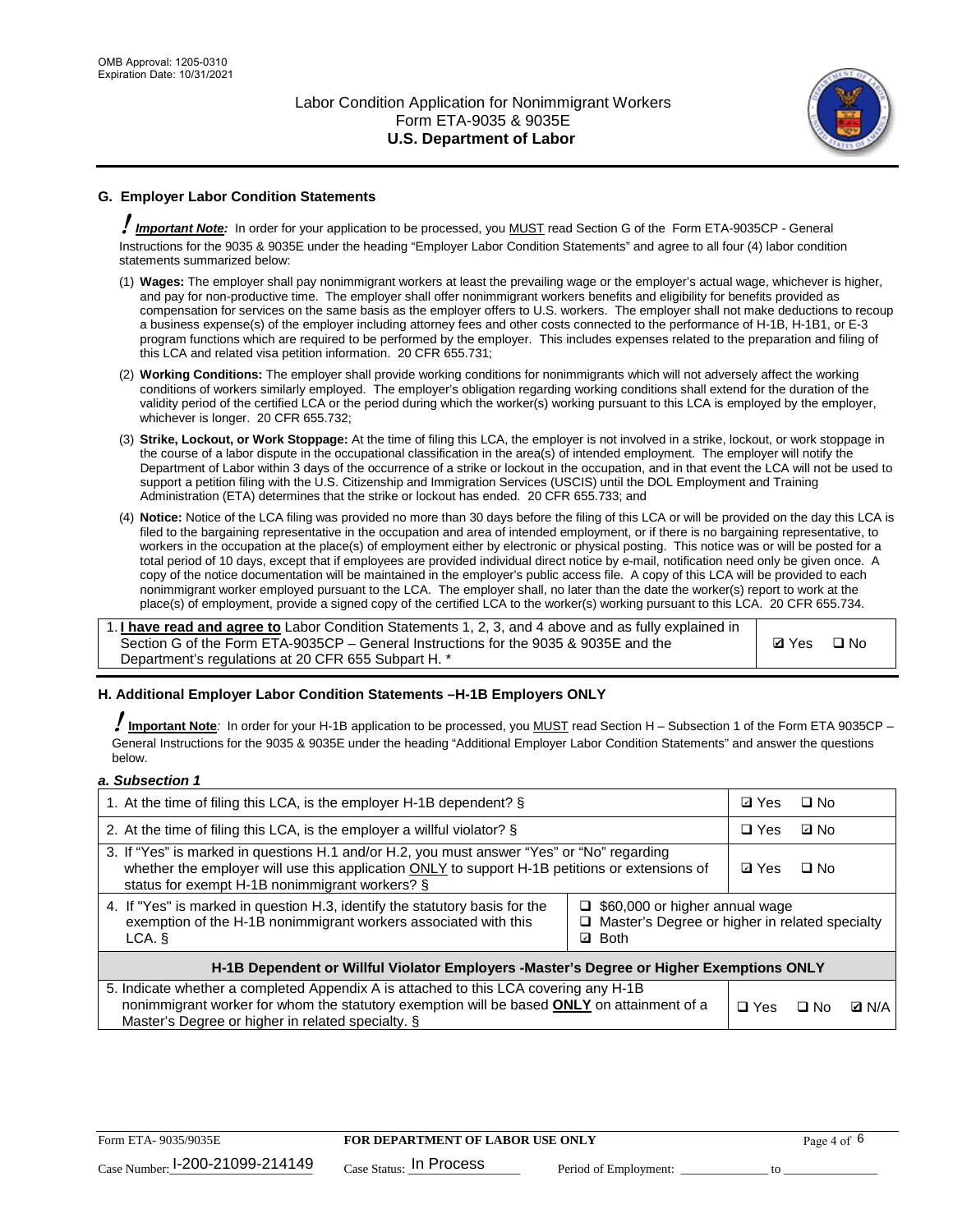## G. Employer Labor Condition Statements

*! **Important Note:*** In order for your application to be processed, you MUST read Section G of the Form ETA-9035CP - General Instructions for the 9035 & 9035E under the heading "Employer Labor Condition Statements" and agree to all four (4) labor condition statements summarized below:

(1) **Wages:** The employer shall pay nonimmigrant workers at least the prevailing wage or the employer's actual wage, whichever is higher, and pay for non-productive time. The employer shall offer nonimmigrant workers benefits and eligibility for benefits provided as compensation for services on the same basis as the employer offers to U.S. workers. The employer shall not make deductions to recoup a business expense(s) of the employer including attorney fees and other costs connected to the performance of H-1B, H-1B1, or E-3 program functions which are required to be performed by the employer. This includes expenses related to the preparation and filing of this LCA and related visa petition information. 20 CFR 655.731;

(2) **Working Conditions:** The employer shall provide working conditions for nonimmigrants which will not adversely affect the working conditions of workers similarly employed. The employer's obligation regarding working conditions shall extend for the duration of the validity period of the certified LCA or the period during which the worker(s) working pursuant to this LCA is employed by the employer, whichever is longer. 20 CFR 655.732;

(3) **Strike, Lockout, or Work Stoppage:** At the time of filing this LCA, the employer is not involved in a strike, lockout, or work stoppage in the course of a labor dispute in the occupational classification in the area(s) of intended employment. The employer will notify the Department of Labor within 3 days of the occurrence of a strike or lockout in the occupation, and in that event the LCA will not be used to support a petition filing with the U.S. Citizenship and Immigration Services (USCIS) until the DOL Employment and Training Administration (ETA) determines that the strike or lockout has ended. 20 CFR 655.733; and

(4) **Notice:** Notice of the LCA filing was provided no more than 30 days before the filing of this LCA or will be provided on the day this LCA is filed to the bargaining representative in the occupation and area of intended employment, or if there is no bargaining representative, to workers in the occupation at the place(s) of employment either by electronic or physical posting. This notice was or will be posted for a total period of 10 days, except that if employees are provided individual direct notice by e-mail, notification need only be given once. A copy of the notice documentation will be maintained in the employer's public access file. A copy of this LCA will be provided to each nonimmigrant worker employed pursuant to the LCA. The employer shall, no later than the date the worker(s) report to work at the place(s) of employment, provide a signed copy of the certified LCA to the worker(s) working pursuant to this LCA. 20 CFR 655.734.

| | |
|---|---|
| 1. **I have read and agree to** Labor Condition Statements 1, 2, 3, and 4 above and as fully explained in Section G of the Form ETA-9035CP – General Instructions for the 9035 & 9035E and the Department's regulations at 20 CFR 655 Subpart H. * | ☑ Yes ☐ No |

## H. Additional Employer Labor Condition Statements –H-1B Employers ONLY

*! **Important Note:*** In order for your H-1B application to be processed, you MUST read Section H – Subsection 1 of the Form ETA 9035CP – General Instructions for the 9035 & 9035E under the heading "Additional Employer Labor Condition Statements" and answer the questions below.

### *a. Subsection 1*

| | | |
|---|---|---|
| 1. At the time of filing this LCA, is the employer H-1B dependent? § | | ☑ Yes ☐ No |
| 2. At the time of filing this LCA, is the employer a willful violator? § | | ☐ Yes ☑ No |
| 3. If "Yes" is marked in questions H.1 and/or H.2, you must answer "Yes" or "No" regarding whether the employer will use this application ONLY to support H-1B petitions or extensions of status for exempt H-1B nonimmigrant workers? § | | ☑ Yes ☐ No |
| 4. If "Yes" is marked in question H.3, identify the statutory basis for the exemption of the H-1B nonimmigrant workers associated with this LCA. § | ☐ $60,000 or higher annual wage<br>☐ Master's Degree or higher in related specialty<br>☑ Both | |
| **H-1B Dependent or Willful Violator Employers -Master's Degree or Higher Exemptions ONLY** | | |
| 5. Indicate whether a completed Appendix A is attached to this LCA covering any H-1B nonimmigrant worker for whom the statutory exemption will be based **ONLY** on attainment of a Master's Degree or higher in related specialty. § | | ☐ Yes ☐ No ☑ N/A |

Form ETA- 9035/9035E | **FOR DEPARTMENT OF LABOR USE ONLY**

Case Number: I-200-21099-214149 Case Status: In Process Period of Employment: _____________ to _____________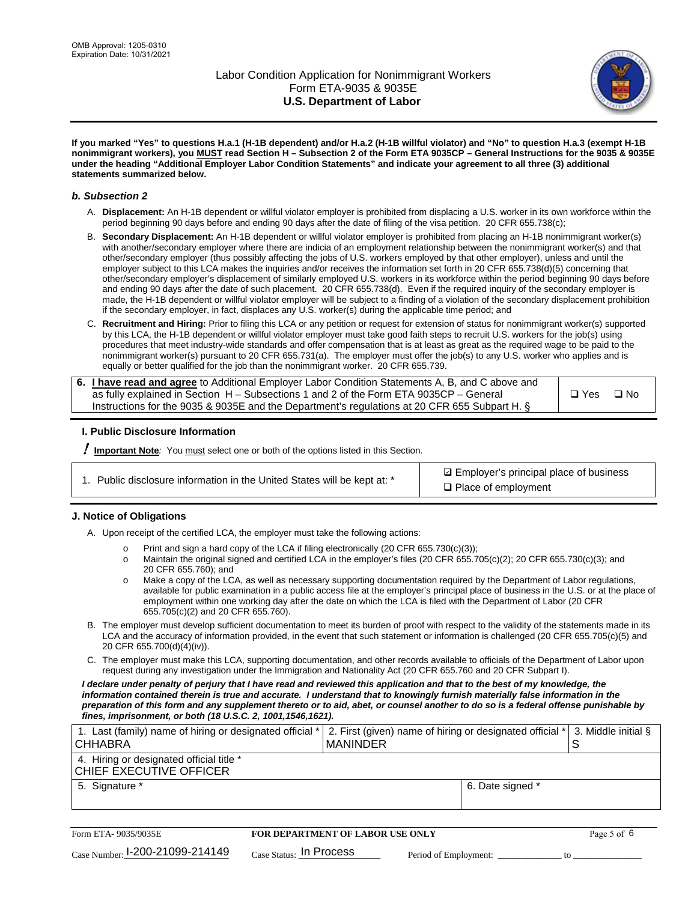**If you marked "Yes" to questions H.a.1 (H-1B dependent) and/or H.a.2 (H-1B willful violator) and "No" to question H.a.3 (exempt H-1B nonimmigrant workers), you MUST read Section H – Subsection 2 of the Form ETA 9035CP – General Instructions for the 9035 & 9035E under the heading "Additional Employer Labor Condition Statements" and indicate your agreement to all three (3) additional statements summarized below.**

### *b. Subsection 2*

A. **Displacement:** An H-1B dependent or willful violator employer is prohibited from displacing a U.S. worker in its own workforce within the period beginning 90 days before and ending 90 days after the date of filing of the visa petition. 20 CFR 655.738(c);

B. **Secondary Displacement:** An H-1B dependent or willful violator employer is prohibited from placing an H-1B nonimmigrant worker(s) with another/secondary employer where there are indicia of an employment relationship between the nonimmigrant worker(s) and that other/secondary employer (thus possibly affecting the jobs of U.S. workers employed by that other employer), unless and until the employer subject to this LCA makes the inquiries and/or receives the information set forth in 20 CFR 655.738(d)(5) concerning that other/secondary employer's displacement of similarly employed U.S. workers in its workforce within the period beginning 90 days before and ending 90 days after the date of such placement. 20 CFR 655.738(d). Even if the required inquiry of the secondary employer is made, the H-1B dependent or willful violator employer will be subject to a finding of a violation of the secondary displacement prohibition if the secondary employer, in fact, displaces any U.S. worker(s) during the applicable time period; and

C. **Recruitment and Hiring:** Prior to filing this LCA or any petition or request for extension of status for nonimmigrant worker(s) supported by this LCA, the H-1B dependent or willful violator employer must take good faith steps to recruit U.S. workers for the job(s) using procedures that meet industry-wide standards and offer compensation that is at least as great as the required wage to be paid to the nonimmigrant worker(s) pursuant to 20 CFR 655.731(a). The employer must offer the job(s) to any U.S. worker who applies and is equally or better qualified for the job than the nonimmigrant worker. 20 CFR 655.739.

| 6. **I have read and agree** to Additional Employer Labor Condition Statements A, B, and C above and as fully explained in Section H – Subsections 1 and 2 of the Form ETA 9035CP – General Instructions for the 9035 & 9035E and the Department's regulations at 20 CFR 655 Subpart H. § | ☐ Yes ☐ No |
|---|---|

## I. Public Disclosure Information

**! Important Note***:* You must select one or both of the options listed in this Section.

| 1. Public disclosure information in the United States will be kept at: * | ☑ Employer's principal place of business ☐ Place of employment |
|---|---|

## J. Notice of Obligations

A. Upon receipt of the certified LCA, the employer must take the following actions:

- o Print and sign a hard copy of the LCA if filing electronically (20 CFR 655.730(c)(3));
- o Maintain the original signed and certified LCA in the employer's files (20 CFR 655.705(c)(2); 20 CFR 655.730(c)(3); and 20 CFR 655.760); and
- o Make a copy of the LCA, as well as necessary supporting documentation required by the Department of Labor regulations, available for public examination in a public access file at the employer's principal place of business in the U.S. or at the place of employment within one working day after the date on which the LCA is filed with the Department of Labor (20 CFR 655.705(c)(2) and 20 CFR 655.760).

B. The employer must develop sufficient documentation to meet its burden of proof with respect to the validity of the statements made in its LCA and the accuracy of information provided, in the event that such statement or information is challenged (20 CFR 655.705(c)(5) and 20 CFR 655.700(d)(4)(iv)).

C. The employer must make this LCA, supporting documentation, and other records available to officials of the Department of Labor upon request during any investigation under the Immigration and Nationality Act (20 CFR 655.760 and 20 CFR Subpart I).

***I declare under penalty of perjury that I have read and reviewed this application and that to the best of my knowledge, the information contained therein is true and accurate. I understand that to knowingly furnish materially false information in the preparation of this form and any supplement thereto or to aid, abet, or counsel another to do so is a federal offense punishable by fines, imprisonment, or both (18 U.S.C. 2, 1001,1546,1621).***

| 1. Last (family) name of hiring or designated official * CHHABRA | 2. First (given) name of hiring or designated official * MANINDER | 3. Middle initial § S |
|---|---|---|
| 4. Hiring or designated official title * CHIEF EXECUTIVE OFFICER | | |
| 5. Signature * | 6. Date signed * | |

Form ETA- 9035/9035E | **FOR DEPARTMENT OF LABOR USE ONLY**

Case Number: I-200-21099-214149 Case Status: In Process Period of Employment: _____________ to _____________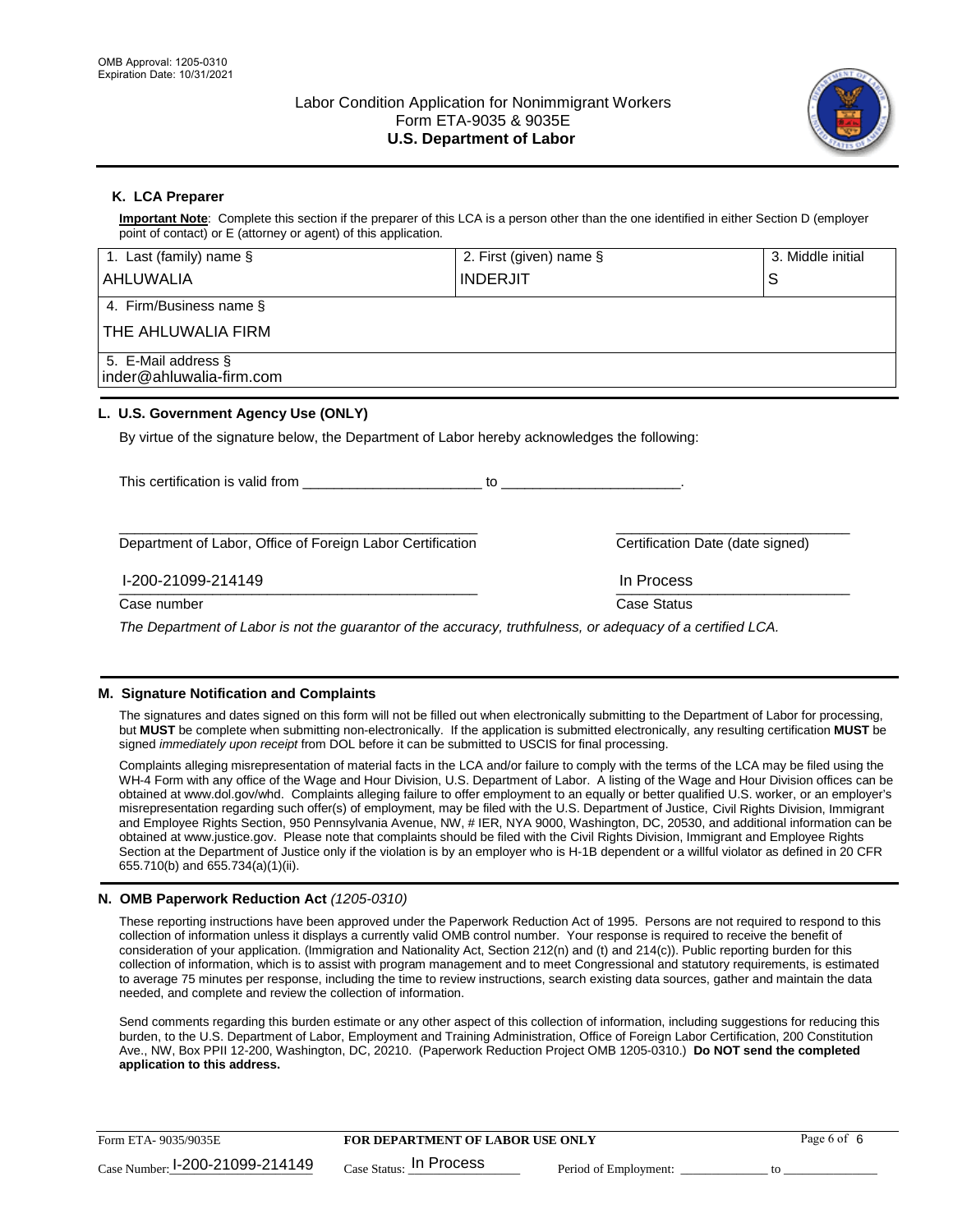OMB Approval: 1205-0310
Expiration Date: 10/31/2021

Labor Condition Application for Nonimmigrant Workers
Form ETA-9035 & 9035E
**U.S. Department of Labor**

### K. LCA Preparer

**Important Note**: Complete this section if the preparer of this LCA is a person other than the one identified in either Section D (employer point of contact) or E (attorney or agent) of this application.

| 1. Last (family) name § | 2. First (given) name § | 3. Middle initial |
|---|---|---|
| AHLUWALIA | INDERJIT | S |
| 4. Firm/Business name § | | |
| THE AHLUWALIA FIRM | | |
| 5. E-Mail address § | | |
| inder@ahluwalia-firm.com | | |

### L. U.S. Government Agency Use (ONLY)

By virtue of the signature below, the Department of Labor hereby acknowledges the following:

This certification is valid from ______________________ to ______________________.

Department of Labor, Office of Foreign Labor Certification

Certification Date (date signed)

I-200-21099-214149
Case number

In Process
Case Status

*The Department of Labor is not the guarantor of the accuracy, truthfulness, or adequacy of a certified LCA.*

### M. Signature Notification and Complaints

The signatures and dates signed on this form will not be filled out when electronically submitting to the Department of Labor for processing, but **MUST** be complete when submitting non-electronically. If the application is submitted electronically, any resulting certification **MUST** be signed *immediately upon receipt* from DOL before it can be submitted to USCIS for final processing.

Complaints alleging misrepresentation of material facts in the LCA and/or failure to comply with the terms of the LCA may be filed using the WH-4 Form with any office of the Wage and Hour Division, U.S. Department of Labor. A listing of the Wage and Hour Division offices can be obtained at www.dol.gov/whd. Complaints alleging failure to offer employment to an equally or better qualified U.S. worker, or an employer's misrepresentation regarding such offer(s) of employment, may be filed with the U.S. Department of Justice, Civil Rights Division, Immigrant and Employee Rights Section, 950 Pennsylvania Avenue, NW, # IER, NYA 9000, Washington, DC, 20530, and additional information can be obtained at www.justice.gov. Please note that complaints should be filed with the Civil Rights Division, Immigrant and Employee Rights Section at the Department of Justice only if the violation is by an employer who is H-1B dependent or a willful violator as defined in 20 CFR 655.710(b) and 655.734(a)(1)(ii).

### N. OMB Paperwork Reduction Act *(1205-0310)*

These reporting instructions have been approved under the Paperwork Reduction Act of 1995. Persons are not required to respond to this collection of information unless it displays a currently valid OMB control number. Your response is required to receive the benefit of consideration of your application. (Immigration and Nationality Act, Section 212(n) and (t) and 214(c)). Public reporting burden for this collection of information, which is to assist with program management and to meet Congressional and statutory requirements, is estimated to average 75 minutes per response, including the time to review instructions, search existing data sources, gather and maintain the data needed, and complete and review the collection of information.

Send comments regarding this burden estimate or any other aspect of this collection of information, including suggestions for reducing this burden, to the U.S. Department of Labor, Employment and Training Administration, Office of Foreign Labor Certification, 200 Constitution Ave., NW, Box PPII 12-200, Washington, DC, 20210. (Paperwork Reduction Project OMB 1205-0310.) **Do NOT send the completed application to this address.**

Form ETA- 9035/9035E | **FOR DEPARTMENT OF LABOR USE ONLY**

Case Number: I-200-21099-214149 Case Status: In Process Period of Employment: ____________ to ____________